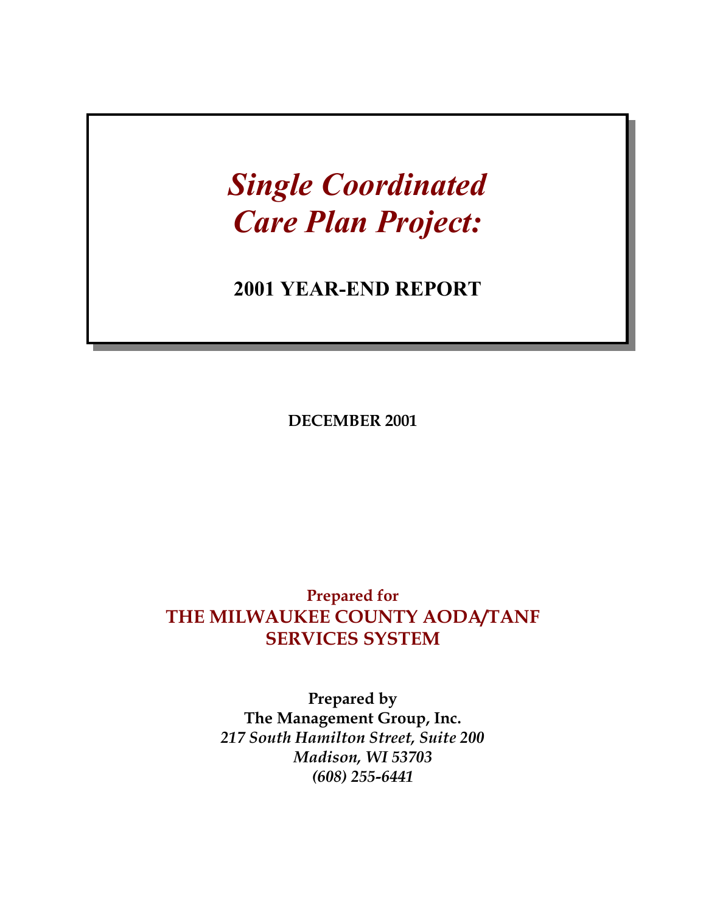# *Single Coordinated Care Plan Project:*

## 2001 YEAR-END REPORT

**DECEMBER 2001**

**Prepared for**
**THE MILWAUKEE COUNTY AODA/TANF SERVICES SYSTEM**

**Prepared by**
**The Management Group, Inc.**
***217 South Hamilton Street, Suite 200***
***Madison, WI 53703***
***(608) 255-6441***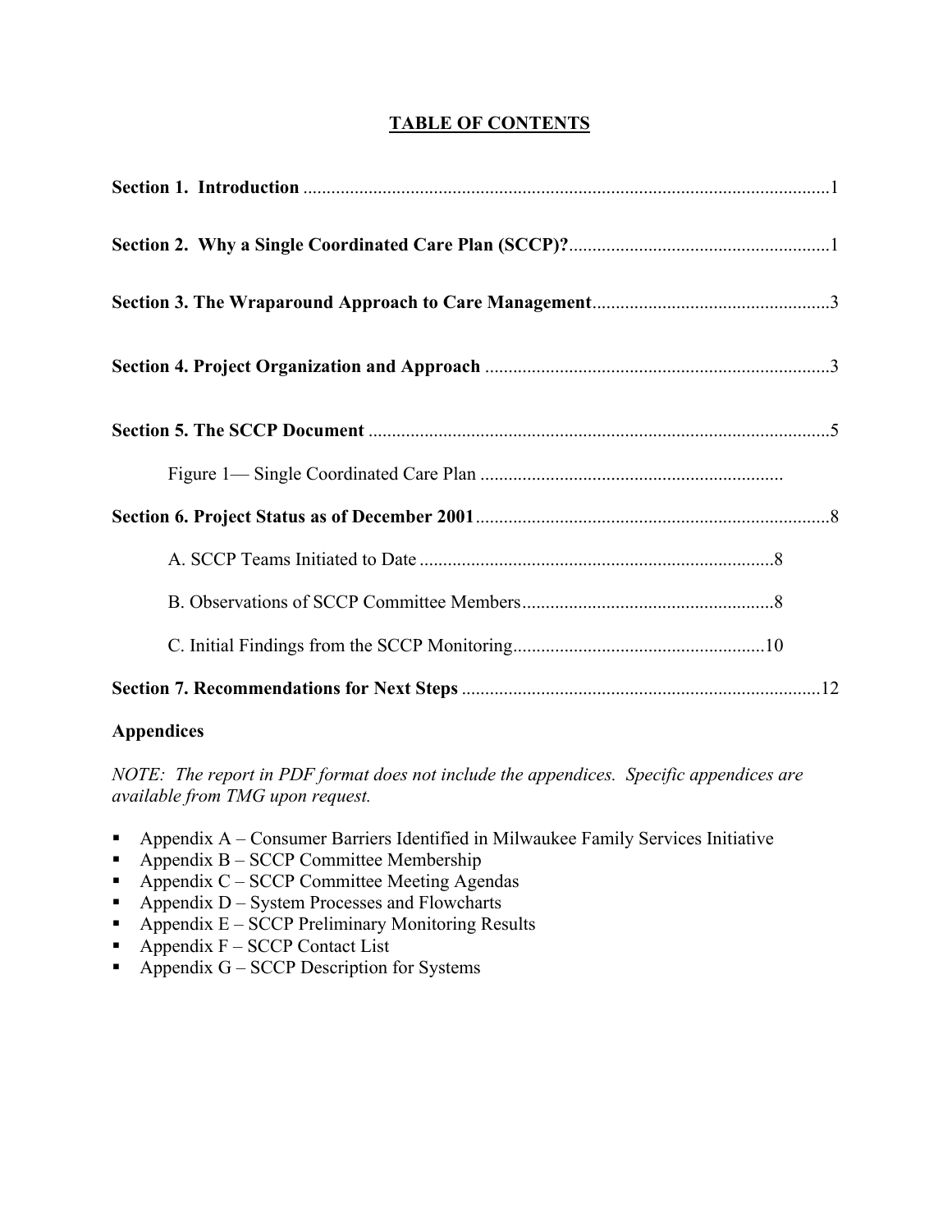# TABLE OF CONTENTS

**Section 1. Introduction** ................................................................................................1

**Section 2. Why a Single Coordinated Care Plan (SCCP)?**........................................................1

**Section 3. The Wraparound Approach to Care Management**...................................................3

**Section 4. Project Organization and Approach** ..........................................................................3

**Section 5. The SCCP Document** ..................................................................................................5

Figure 1— Single Coordinated Care Plan ................................................................

**Section 6. Project Status as of December 2001**...........................................................................8

A. SCCP Teams Initiated to Date ...........................................................................8

B. Observations of SCCP Committee Members.....................................................8

C. Initial Findings from the SCCP Monitoring.....................................................10

**Section 7. Recommendations for Next Steps** ............................................................................12

**Appendices**

*NOTE: The report in PDF format does not include the appendices. Specific appendices are available from TMG upon request.*

- Appendix A – Consumer Barriers Identified in Milwaukee Family Services Initiative
- Appendix B – SCCP Committee Membership
- Appendix C – SCCP Committee Meeting Agendas
- Appendix D – System Processes and Flowcharts
- Appendix E – SCCP Preliminary Monitoring Results
- Appendix F – SCCP Contact List
- Appendix G – SCCP Description for Systems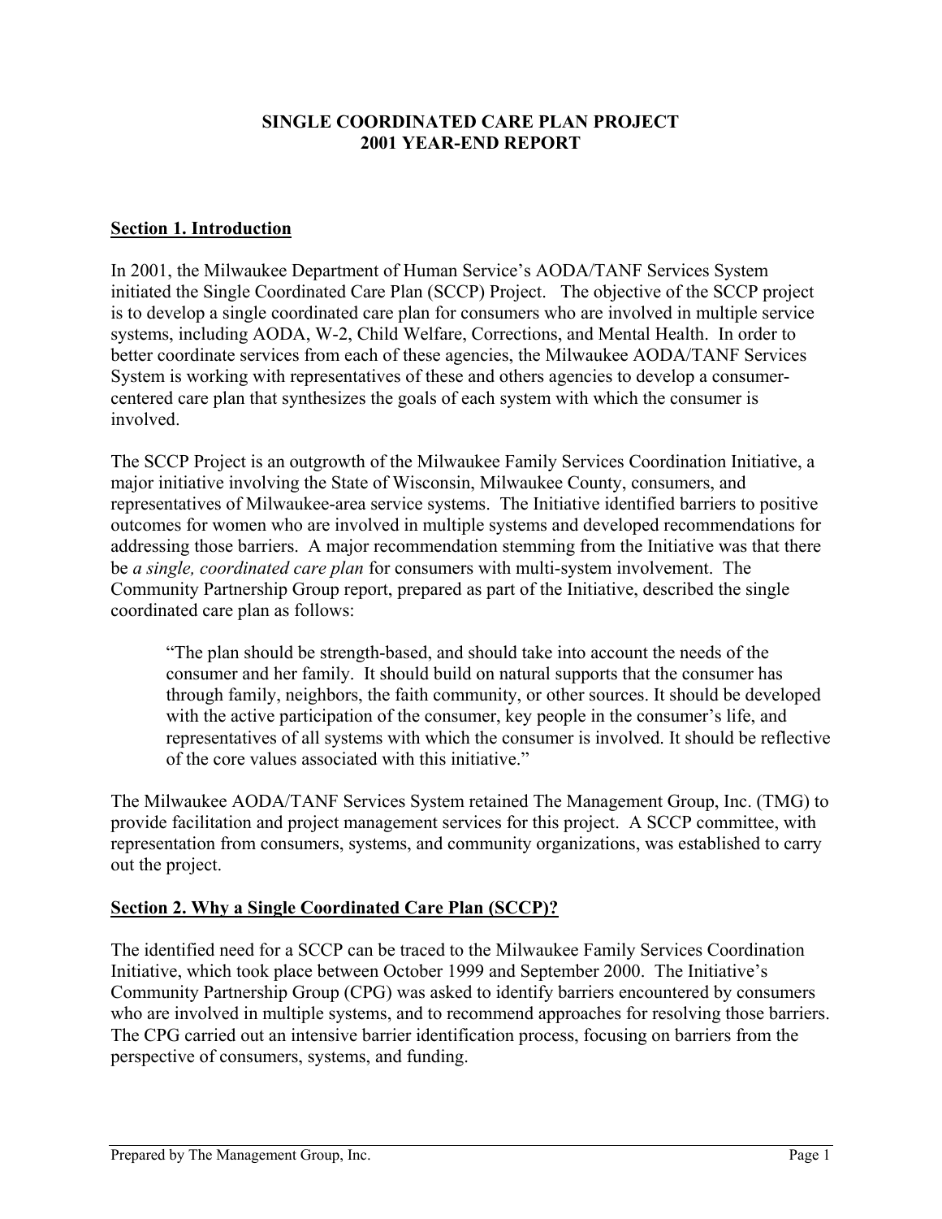# SINGLE COORDINATED CARE PLAN PROJECT
# 2001 YEAR-END REPORT

## Section 1. Introduction

In 2001, the Milwaukee Department of Human Service's AODA/TANF Services System initiated the Single Coordinated Care Plan (SCCP) Project. The objective of the SCCP project is to develop a single coordinated care plan for consumers who are involved in multiple service systems, including AODA, W-2, Child Welfare, Corrections, and Mental Health. In order to better coordinate services from each of these agencies, the Milwaukee AODA/TANF Services System is working with representatives of these and others agencies to develop a consumer-centered care plan that synthesizes the goals of each system with which the consumer is involved.

The SCCP Project is an outgrowth of the Milwaukee Family Services Coordination Initiative, a major initiative involving the State of Wisconsin, Milwaukee County, consumers, and representatives of Milwaukee-area service systems. The Initiative identified barriers to positive outcomes for women who are involved in multiple systems and developed recommendations for addressing those barriers. A major recommendation stemming from the Initiative was that there be *a single, coordinated care plan* for consumers with multi-system involvement. The Community Partnership Group report, prepared as part of the Initiative, described the single coordinated care plan as follows:

> "The plan should be strength-based, and should take into account the needs of the consumer and her family. It should build on natural supports that the consumer has through family, neighbors, the faith community, or other sources. It should be developed with the active participation of the consumer, key people in the consumer's life, and representatives of all systems with which the consumer is involved. It should be reflective of the core values associated with this initiative."

The Milwaukee AODA/TANF Services System retained The Management Group, Inc. (TMG) to provide facilitation and project management services for this project. A SCCP committee, with representation from consumers, systems, and community organizations, was established to carry out the project.

## Section 2. Why a Single Coordinated Care Plan (SCCP)?

The identified need for a SCCP can be traced to the Milwaukee Family Services Coordination Initiative, which took place between October 1999 and September 2000. The Initiative's Community Partnership Group (CPG) was asked to identify barriers encountered by consumers who are involved in multiple systems, and to recommend approaches for resolving those barriers. The CPG carried out an intensive barrier identification process, focusing on barriers from the perspective of consumers, systems, and funding.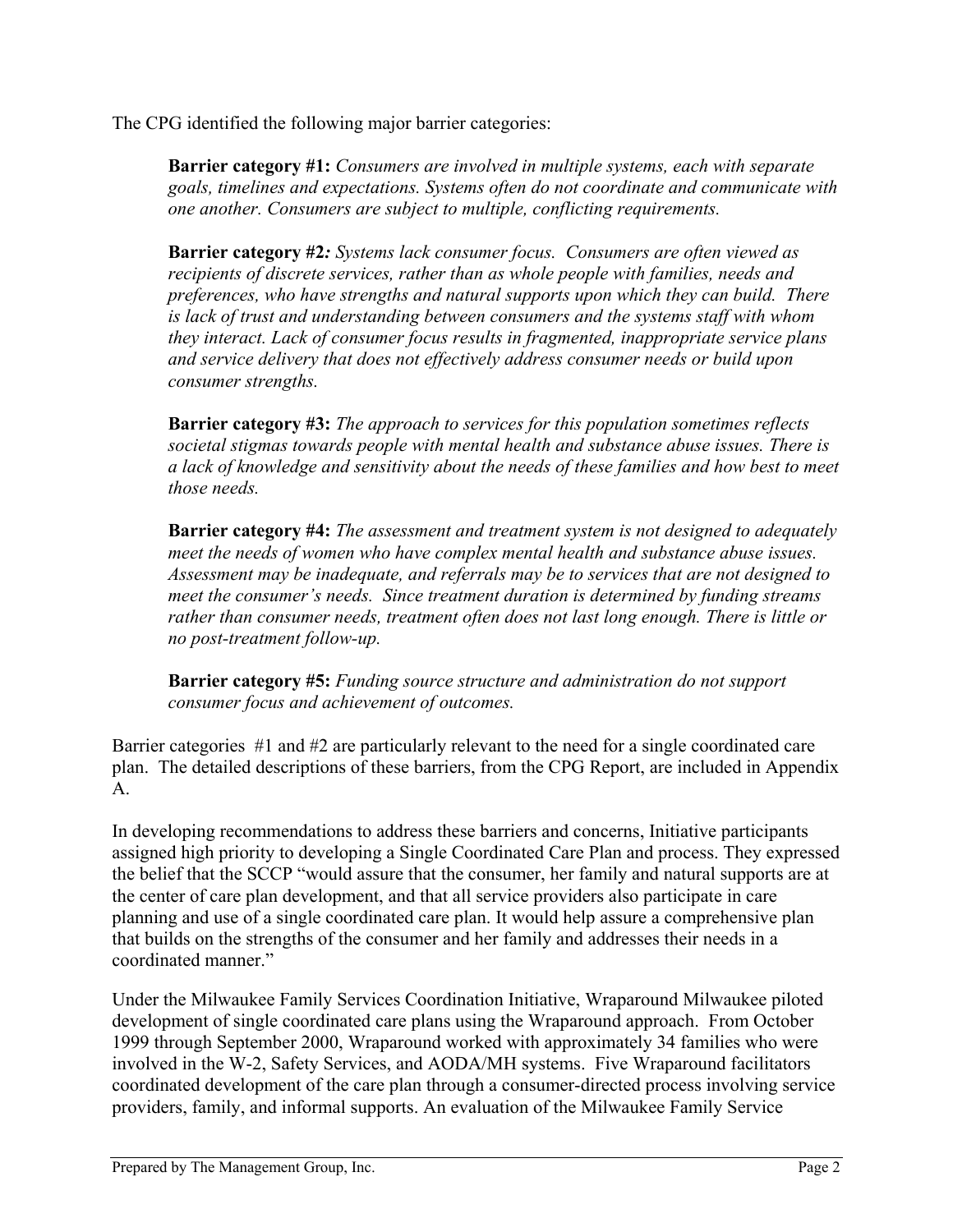The CPG identified the following major barrier categories:

> **Barrier category #1:** *Consumers are involved in multiple systems, each with separate goals, timelines and expectations. Systems often do not coordinate and communicate with one another. Consumers are subject to multiple, conflicting requirements.*
>
> **Barrier category #2***:* *Systems lack consumer focus. Consumers are often viewed as recipients of discrete services, rather than as whole people with families, needs and preferences, who have strengths and natural supports upon which they can build. There is lack of trust and understanding between consumers and the systems staff with whom they interact. Lack of consumer focus results in fragmented, inappropriate service plans and service delivery that does not effectively address consumer needs or build upon consumer strengths.*
>
> **Barrier category #3:** *The approach to services for this population sometimes reflects societal stigmas towards people with mental health and substance abuse issues. There is a lack of knowledge and sensitivity about the needs of these families and how best to meet those needs.*
>
> **Barrier category #4:** *The assessment and treatment system is not designed to adequately meet the needs of women who have complex mental health and substance abuse issues. Assessment may be inadequate, and referrals may be to services that are not designed to meet the consumer's needs. Since treatment duration is determined by funding streams rather than consumer needs, treatment often does not last long enough. There is little or no post-treatment follow-up.*
>
> **Barrier category #5:** *Funding source structure and administration do not support consumer focus and achievement of outcomes.*

Barrier categories #1 and #2 are particularly relevant to the need for a single coordinated care plan. The detailed descriptions of these barriers, from the CPG Report, are included in Appendix A.

In developing recommendations to address these barriers and concerns, Initiative participants assigned high priority to developing a Single Coordinated Care Plan and process. They expressed the belief that the SCCP "would assure that the consumer, her family and natural supports are at the center of care plan development, and that all service providers also participate in care planning and use of a single coordinated care plan. It would help assure a comprehensive plan that builds on the strengths of the consumer and her family and addresses their needs in a coordinated manner."

Under the Milwaukee Family Services Coordination Initiative, Wraparound Milwaukee piloted development of single coordinated care plans using the Wraparound approach. From October 1999 through September 2000, Wraparound worked with approximately 34 families who were involved in the W-2, Safety Services, and AODA/MH systems. Five Wraparound facilitators coordinated development of the care plan through a consumer-directed process involving service providers, family, and informal supports. An evaluation of the Milwaukee Family Service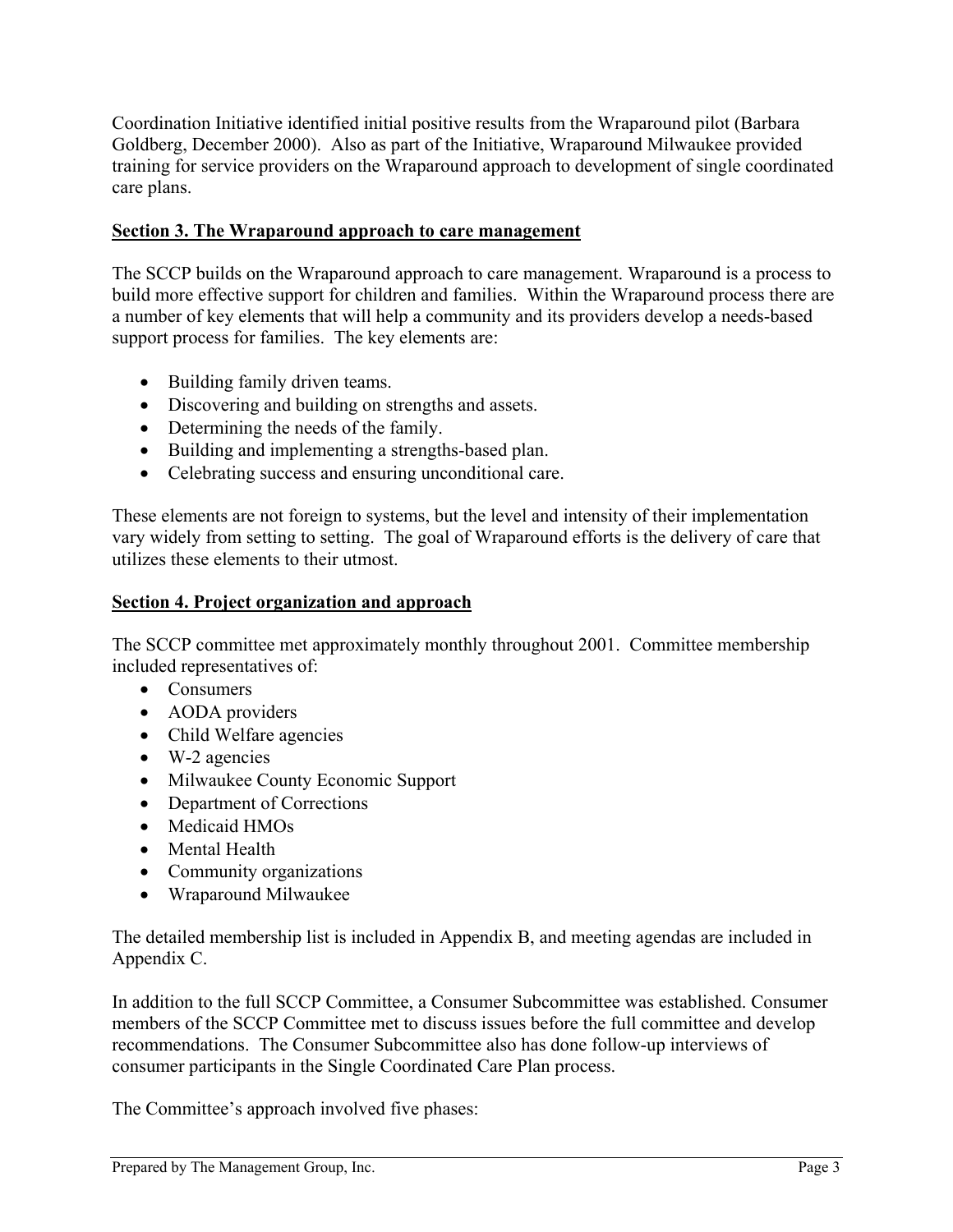Coordination Initiative identified initial positive results from the Wraparound pilot (Barbara Goldberg, December 2000). Also as part of the Initiative, Wraparound Milwaukee provided training for service providers on the Wraparound approach to development of single coordinated care plans.

## Section 3. The Wraparound approach to care management

The SCCP builds on the Wraparound approach to care management. Wraparound is a process to build more effective support for children and families. Within the Wraparound process there are a number of key elements that will help a community and its providers develop a needs-based support process for families. The key elements are:

- Building family driven teams.
- Discovering and building on strengths and assets.
- Determining the needs of the family.
- Building and implementing a strengths-based plan.
- Celebrating success and ensuring unconditional care.

These elements are not foreign to systems, but the level and intensity of their implementation vary widely from setting to setting. The goal of Wraparound efforts is the delivery of care that utilizes these elements to their utmost.

## Section 4. Project organization and approach

The SCCP committee met approximately monthly throughout 2001. Committee membership included representatives of:

- Consumers
- AODA providers
- Child Welfare agencies
- W-2 agencies
- Milwaukee County Economic Support
- Department of Corrections
- Medicaid HMOs
- Mental Health
- Community organizations
- Wraparound Milwaukee

The detailed membership list is included in Appendix B, and meeting agendas are included in Appendix C.

In addition to the full SCCP Committee, a Consumer Subcommittee was established. Consumer members of the SCCP Committee met to discuss issues before the full committee and develop recommendations. The Consumer Subcommittee also has done follow-up interviews of consumer participants in the Single Coordinated Care Plan process.

The Committee's approach involved five phases: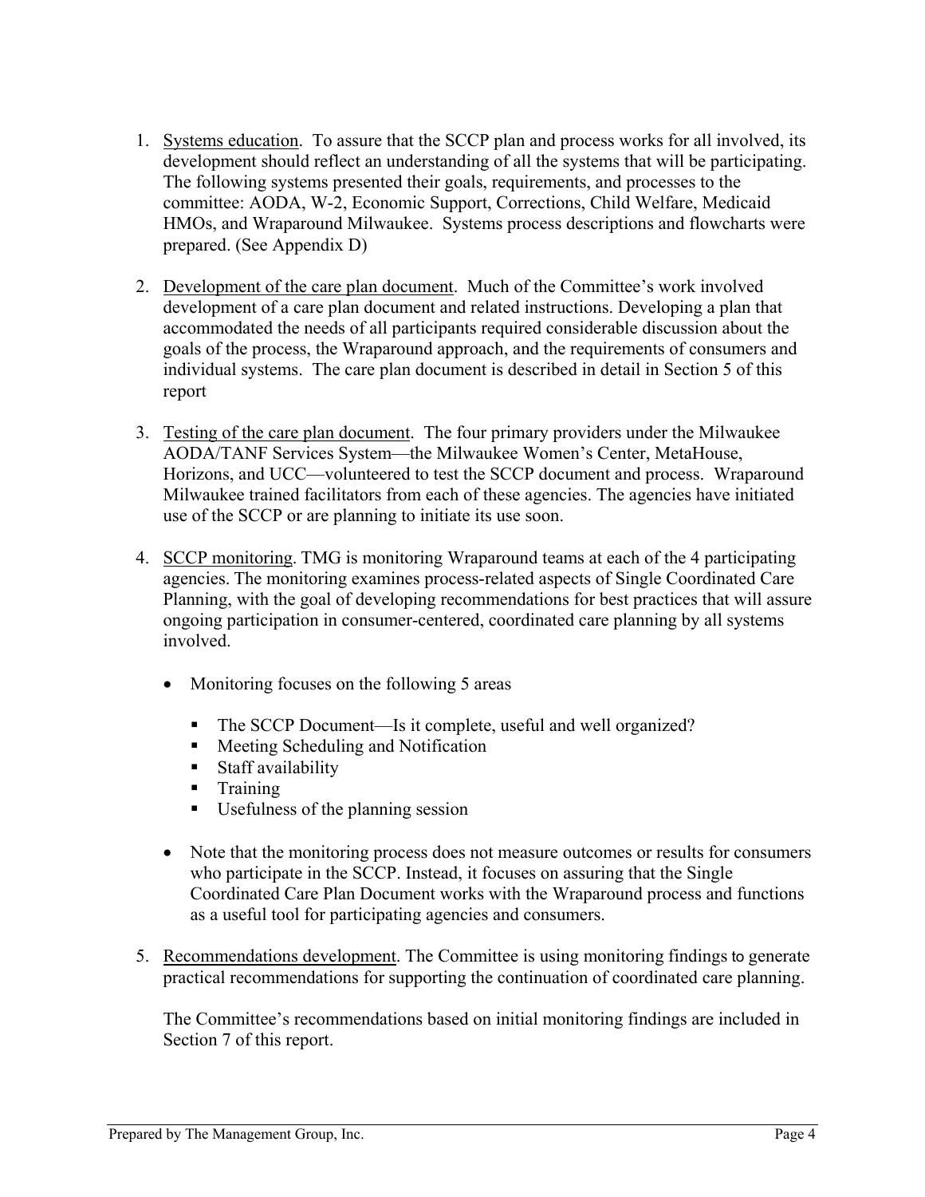1. Systems education. To assure that the SCCP plan and process works for all involved, its development should reflect an understanding of all the systems that will be participating. The following systems presented their goals, requirements, and processes to the committee: AODA, W-2, Economic Support, Corrections, Child Welfare, Medicaid HMOs, and Wraparound Milwaukee. Systems process descriptions and flowcharts were prepared. (See Appendix D)

2. Development of the care plan document. Much of the Committee's work involved development of a care plan document and related instructions. Developing a plan that accommodated the needs of all participants required considerable discussion about the goals of the process, the Wraparound approach, and the requirements of consumers and individual systems. The care plan document is described in detail in Section 5 of this report

3. Testing of the care plan document. The four primary providers under the Milwaukee AODA/TANF Services System—the Milwaukee Women's Center, MetaHouse, Horizons, and UCC—volunteered to test the SCCP document and process. Wraparound Milwaukee trained facilitators from each of these agencies. The agencies have initiated use of the SCCP or are planning to initiate its use soon.

4. SCCP monitoring. TMG is monitoring Wraparound teams at each of the 4 participating agencies. The monitoring examines process-related aspects of Single Coordinated Care Planning, with the goal of developing recommendations for best practices that will assure ongoing participation in consumer-centered, coordinated care planning by all systems involved.

   - Monitoring focuses on the following 5 areas
     - The SCCP Document—Is it complete, useful and well organized?
     - Meeting Scheduling and Notification
     - Staff availability
     - Training
     - Usefulness of the planning session
   - Note that the monitoring process does not measure outcomes or results for consumers who participate in the SCCP. Instead, it focuses on assuring that the Single Coordinated Care Plan Document works with the Wraparound process and functions as a useful tool for participating agencies and consumers.

5. Recommendations development. The Committee is using monitoring findings to generate practical recommendations for supporting the continuation of coordinated care planning.

   The Committee's recommendations based on initial monitoring findings are included in Section 7 of this report.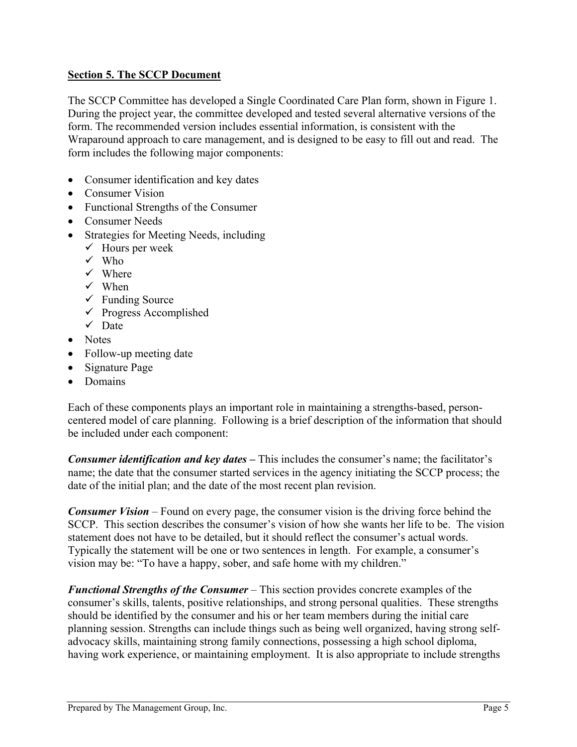## **Section 5. The SCCP Document**

The SCCP Committee has developed a Single Coordinated Care Plan form, shown in Figure 1. During the project year, the committee developed and tested several alternative versions of the form. The recommended version includes essential information, is consistent with the Wraparound approach to care management, and is designed to be easy to fill out and read. The form includes the following major components:

- Consumer identification and key dates
- Consumer Vision
- Functional Strengths of the Consumer
- Consumer Needs
- Strategies for Meeting Needs, including
  - ✓ Hours per week
  - ✓ Who
  - ✓ Where
  - ✓ When
  - ✓ Funding Source
  - ✓ Progress Accomplished
  - ✓ Date
- Notes
- Follow-up meeting date
- Signature Page
- Domains

Each of these components plays an important role in maintaining a strengths-based, person-centered model of care planning. Following is a brief description of the information that should be included under each component:

***Consumer identification and key dates*** **–** This includes the consumer's name; the facilitator's name; the date that the consumer started services in the agency initiating the SCCP process; the date of the initial plan; and the date of the most recent plan revision.

***Consumer Vision*** – Found on every page, the consumer vision is the driving force behind the SCCP. This section describes the consumer's vision of how she wants her life to be. The vision statement does not have to be detailed, but it should reflect the consumer's actual words. Typically the statement will be one or two sentences in length. For example, a consumer's vision may be: "To have a happy, sober, and safe home with my children."

***Functional Strengths of the Consumer*** – This section provides concrete examples of the consumer's skills, talents, positive relationships, and strong personal qualities. These strengths should be identified by the consumer and his or her team members during the initial care planning session. Strengths can include things such as being well organized, having strong self-advocacy skills, maintaining strong family connections, possessing a high school diploma, having work experience, or maintaining employment. It is also appropriate to include strengths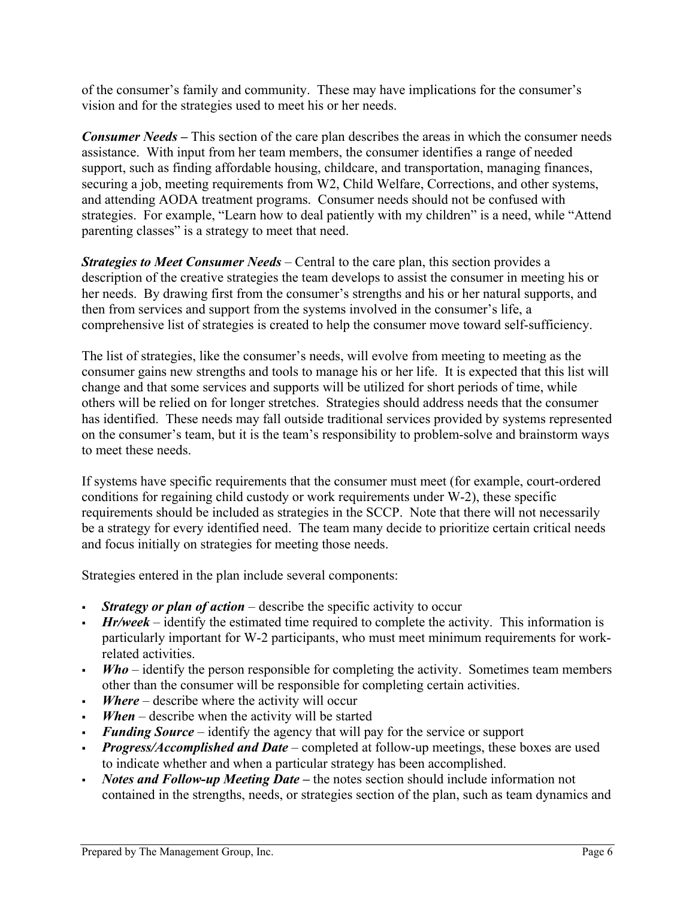of the consumer's family and community. These may have implications for the consumer's vision and for the strategies used to meet his or her needs.

***Consumer Needs –*** This section of the care plan describes the areas in which the consumer needs assistance. With input from her team members, the consumer identifies a range of needed support, such as finding affordable housing, childcare, and transportation, managing finances, securing a job, meeting requirements from W2, Child Welfare, Corrections, and other systems, and attending AODA treatment programs. Consumer needs should not be confused with strategies. For example, "Learn how to deal patiently with my children" is a need, while "Attend parenting classes" is a strategy to meet that need.

***Strategies to Meet Consumer Needs*** – Central to the care plan, this section provides a description of the creative strategies the team develops to assist the consumer in meeting his or her needs. By drawing first from the consumer's strengths and his or her natural supports, and then from services and support from the systems involved in the consumer's life, a comprehensive list of strategies is created to help the consumer move toward self-sufficiency.

The list of strategies, like the consumer's needs, will evolve from meeting to meeting as the consumer gains new strengths and tools to manage his or her life. It is expected that this list will change and that some services and supports will be utilized for short periods of time, while others will be relied on for longer stretches. Strategies should address needs that the consumer has identified. These needs may fall outside traditional services provided by systems represented on the consumer's team, but it is the team's responsibility to problem-solve and brainstorm ways to meet these needs.

If systems have specific requirements that the consumer must meet (for example, court-ordered conditions for regaining child custody or work requirements under W-2), these specific requirements should be included as strategies in the SCCP. Note that there will not necessarily be a strategy for every identified need. The team many decide to prioritize certain critical needs and focus initially on strategies for meeting those needs.

Strategies entered in the plan include several components:

- ***Strategy or plan of action*** – describe the specific activity to occur
- ***Hr/week*** – identify the estimated time required to complete the activity. This information is particularly important for W-2 participants, who must meet minimum requirements for work-related activities.
- ***Who*** – identify the person responsible for completing the activity. Sometimes team members other than the consumer will be responsible for completing certain activities.
- ***Where*** – describe where the activity will occur
- ***When*** – describe when the activity will be started
- ***Funding Source*** – identify the agency that will pay for the service or support
- ***Progress/Accomplished and Date*** – completed at follow-up meetings, these boxes are used to indicate whether and when a particular strategy has been accomplished.
- ***Notes and Follow-up Meeting Date –*** the notes section should include information not contained in the strengths, needs, or strategies section of the plan, such as team dynamics and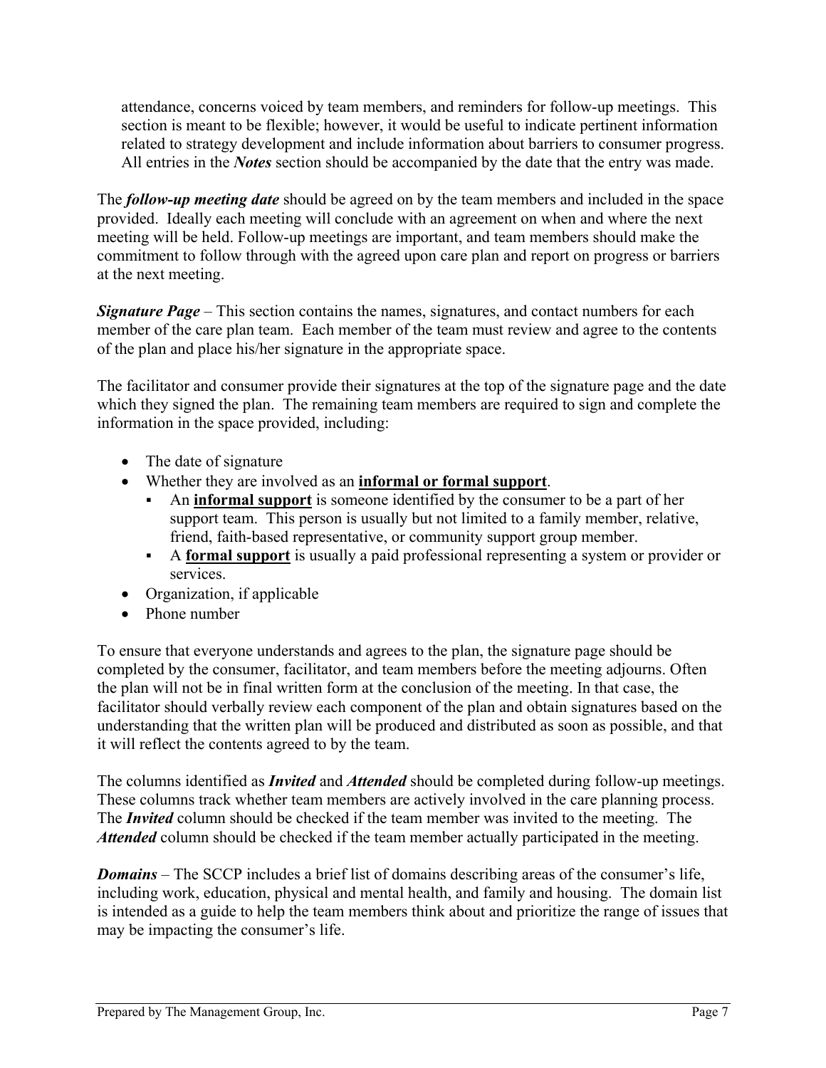attendance, concerns voiced by team members, and reminders for follow-up meetings. This section is meant to be flexible; however, it would be useful to indicate pertinent information related to strategy development and include information about barriers to consumer progress. All entries in the ***Notes*** section should be accompanied by the date that the entry was made.

The ***follow-up meeting date*** should be agreed on by the team members and included in the space provided. Ideally each meeting will conclude with an agreement on when and where the next meeting will be held. Follow-up meetings are important, and team members should make the commitment to follow through with the agreed upon care plan and report on progress or barriers at the next meeting.

***Signature Page*** – This section contains the names, signatures, and contact numbers for each member of the care plan team. Each member of the team must review and agree to the contents of the plan and place his/her signature in the appropriate space.

The facilitator and consumer provide their signatures at the top of the signature page and the date which they signed the plan. The remaining team members are required to sign and complete the information in the space provided, including:

- The date of signature
- Whether they are involved as an **informal or formal support**.
  - An **informal support** is someone identified by the consumer to be a part of her support team. This person is usually but not limited to a family member, relative, friend, faith-based representative, or community support group member.
  - A **formal support** is usually a paid professional representing a system or provider or services.
- Organization, if applicable
- Phone number

To ensure that everyone understands and agrees to the plan, the signature page should be completed by the consumer, facilitator, and team members before the meeting adjourns. Often the plan will not be in final written form at the conclusion of the meeting. In that case, the facilitator should verbally review each component of the plan and obtain signatures based on the understanding that the written plan will be produced and distributed as soon as possible, and that it will reflect the contents agreed to by the team.

The columns identified as ***Invited*** and ***Attended*** should be completed during follow-up meetings. These columns track whether team members are actively involved in the care planning process. The ***Invited*** column should be checked if the team member was invited to the meeting. The ***Attended*** column should be checked if the team member actually participated in the meeting.

***Domains*** – The SCCP includes a brief list of domains describing areas of the consumer's life, including work, education, physical and mental health, and family and housing. The domain list is intended as a guide to help the team members think about and prioritize the range of issues that may be impacting the consumer's life.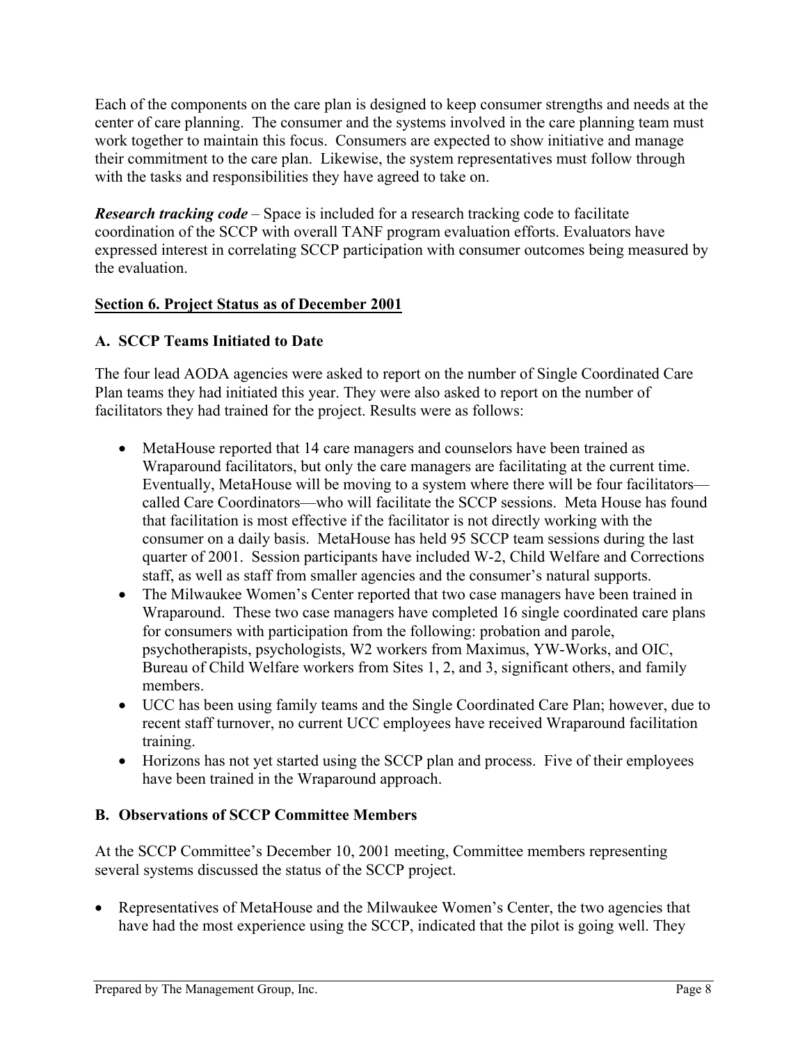Each of the components on the care plan is designed to keep consumer strengths and needs at the center of care planning. The consumer and the systems involved in the care planning team must work together to maintain this focus. Consumers are expected to show initiative and manage their commitment to the care plan. Likewise, the system representatives must follow through with the tasks and responsibilities they have agreed to take on.

***Research tracking code*** – Space is included for a research tracking code to facilitate coordination of the SCCP with overall TANF program evaluation efforts. Evaluators have expressed interest in correlating SCCP participation with consumer outcomes being measured by the evaluation.

## Section 6. Project Status as of December 2001

### A. SCCP Teams Initiated to Date

The four lead AODA agencies were asked to report on the number of Single Coordinated Care Plan teams they had initiated this year. They were also asked to report on the number of facilitators they had trained for the project. Results were as follows:

- MetaHouse reported that 14 care managers and counselors have been trained as Wraparound facilitators, but only the care managers are facilitating at the current time. Eventually, MetaHouse will be moving to a system where there will be four facilitators—called Care Coordinators—who will facilitate the SCCP sessions. Meta House has found that facilitation is most effective if the facilitator is not directly working with the consumer on a daily basis. MetaHouse has held 95 SCCP team sessions during the last quarter of 2001. Session participants have included W-2, Child Welfare and Corrections staff, as well as staff from smaller agencies and the consumer's natural supports.
- The Milwaukee Women's Center reported that two case managers have been trained in Wraparound. These two case managers have completed 16 single coordinated care plans for consumers with participation from the following: probation and parole, psychotherapists, psychologists, W2 workers from Maximus, YW-Works, and OIC, Bureau of Child Welfare workers from Sites 1, 2, and 3, significant others, and family members.
- UCC has been using family teams and the Single Coordinated Care Plan; however, due to recent staff turnover, no current UCC employees have received Wraparound facilitation training.
- Horizons has not yet started using the SCCP plan and process. Five of their employees have been trained in the Wraparound approach.

### B. Observations of SCCP Committee Members

At the SCCP Committee's December 10, 2001 meeting, Committee members representing several systems discussed the status of the SCCP project.

- Representatives of MetaHouse and the Milwaukee Women's Center, the two agencies that have had the most experience using the SCCP, indicated that the pilot is going well. They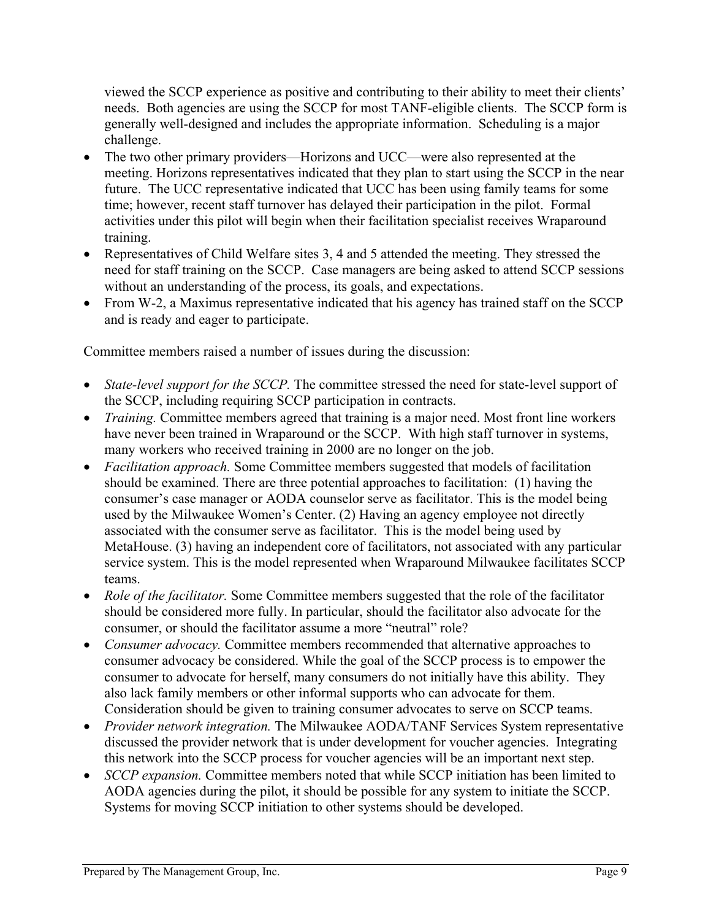viewed the SCCP experience as positive and contributing to their ability to meet their clients' needs. Both agencies are using the SCCP for most TANF-eligible clients. The SCCP form is generally well-designed and includes the appropriate information. Scheduling is a major challenge.

- The two other primary providers—Horizons and UCC—were also represented at the meeting. Horizons representatives indicated that they plan to start using the SCCP in the near future. The UCC representative indicated that UCC has been using family teams for some time; however, recent staff turnover has delayed their participation in the pilot. Formal activities under this pilot will begin when their facilitation specialist receives Wraparound training.
- Representatives of Child Welfare sites 3, 4 and 5 attended the meeting. They stressed the need for staff training on the SCCP. Case managers are being asked to attend SCCP sessions without an understanding of the process, its goals, and expectations.
- From W-2, a Maximus representative indicated that his agency has trained staff on the SCCP and is ready and eager to participate.

Committee members raised a number of issues during the discussion:

- *State-level support for the SCCP.* The committee stressed the need for state-level support of the SCCP, including requiring SCCP participation in contracts.
- *Training.* Committee members agreed that training is a major need. Most front line workers have never been trained in Wraparound or the SCCP. With high staff turnover in systems, many workers who received training in 2000 are no longer on the job.
- *Facilitation approach.* Some Committee members suggested that models of facilitation should be examined. There are three potential approaches to facilitation: (1) having the consumer's case manager or AODA counselor serve as facilitator. This is the model being used by the Milwaukee Women's Center. (2) Having an agency employee not directly associated with the consumer serve as facilitator. This is the model being used by MetaHouse. (3) having an independent core of facilitators, not associated with any particular service system. This is the model represented when Wraparound Milwaukee facilitates SCCP teams.
- *Role of the facilitator.* Some Committee members suggested that the role of the facilitator should be considered more fully. In particular, should the facilitator also advocate for the consumer, or should the facilitator assume a more "neutral" role?
- *Consumer advocacy.* Committee members recommended that alternative approaches to consumer advocacy be considered. While the goal of the SCCP process is to empower the consumer to advocate for herself, many consumers do not initially have this ability. They also lack family members or other informal supports who can advocate for them. Consideration should be given to training consumer advocates to serve on SCCP teams.
- *Provider network integration.* The Milwaukee AODA/TANF Services System representative discussed the provider network that is under development for voucher agencies. Integrating this network into the SCCP process for voucher agencies will be an important next step.
- *SCCP expansion.* Committee members noted that while SCCP initiation has been limited to AODA agencies during the pilot, it should be possible for any system to initiate the SCCP. Systems for moving SCCP initiation to other systems should be developed.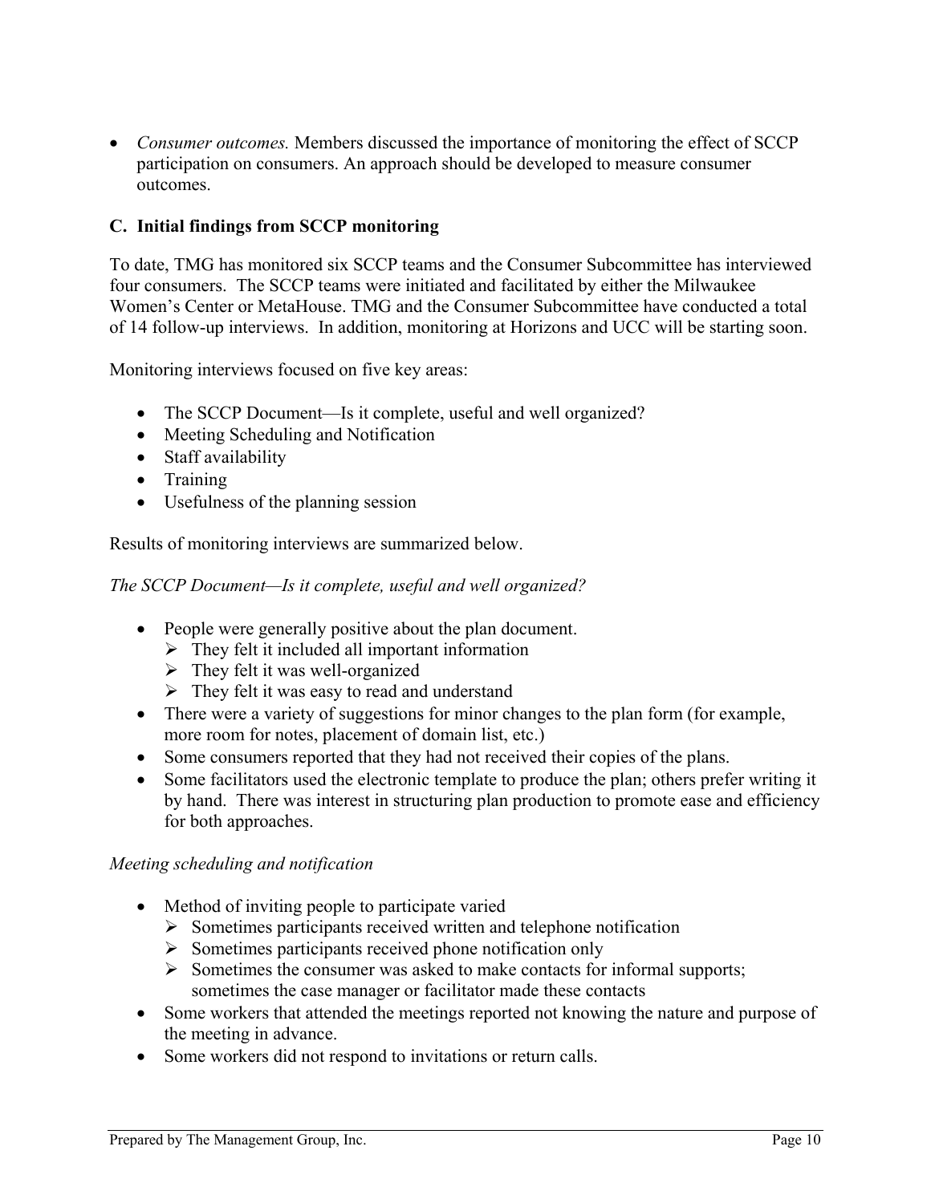- *Consumer outcomes.* Members discussed the importance of monitoring the effect of SCCP participation on consumers. An approach should be developed to measure consumer outcomes.

### C. Initial findings from SCCP monitoring

To date, TMG has monitored six SCCP teams and the Consumer Subcommittee has interviewed four consumers. The SCCP teams were initiated and facilitated by either the Milwaukee Women's Center or MetaHouse. TMG and the Consumer Subcommittee have conducted a total of 14 follow-up interviews. In addition, monitoring at Horizons and UCC will be starting soon.

Monitoring interviews focused on five key areas:

- The SCCP Document—Is it complete, useful and well organized?
- Meeting Scheduling and Notification
- Staff availability
- Training
- Usefulness of the planning session

Results of monitoring interviews are summarized below.

*The SCCP Document—Is it complete, useful and well organized?*

- People were generally positive about the plan document.
  - They felt it included all important information
  - They felt it was well-organized
  - They felt it was easy to read and understand
- There were a variety of suggestions for minor changes to the plan form (for example, more room for notes, placement of domain list, etc.)
- Some consumers reported that they had not received their copies of the plans.
- Some facilitators used the electronic template to produce the plan; others prefer writing it by hand. There was interest in structuring plan production to promote ease and efficiency for both approaches.

*Meeting scheduling and notification*

- Method of inviting people to participate varied
  - Sometimes participants received written and telephone notification
  - Sometimes participants received phone notification only
  - Sometimes the consumer was asked to make contacts for informal supports; sometimes the case manager or facilitator made these contacts
- Some workers that attended the meetings reported not knowing the nature and purpose of the meeting in advance.
- Some workers did not respond to invitations or return calls.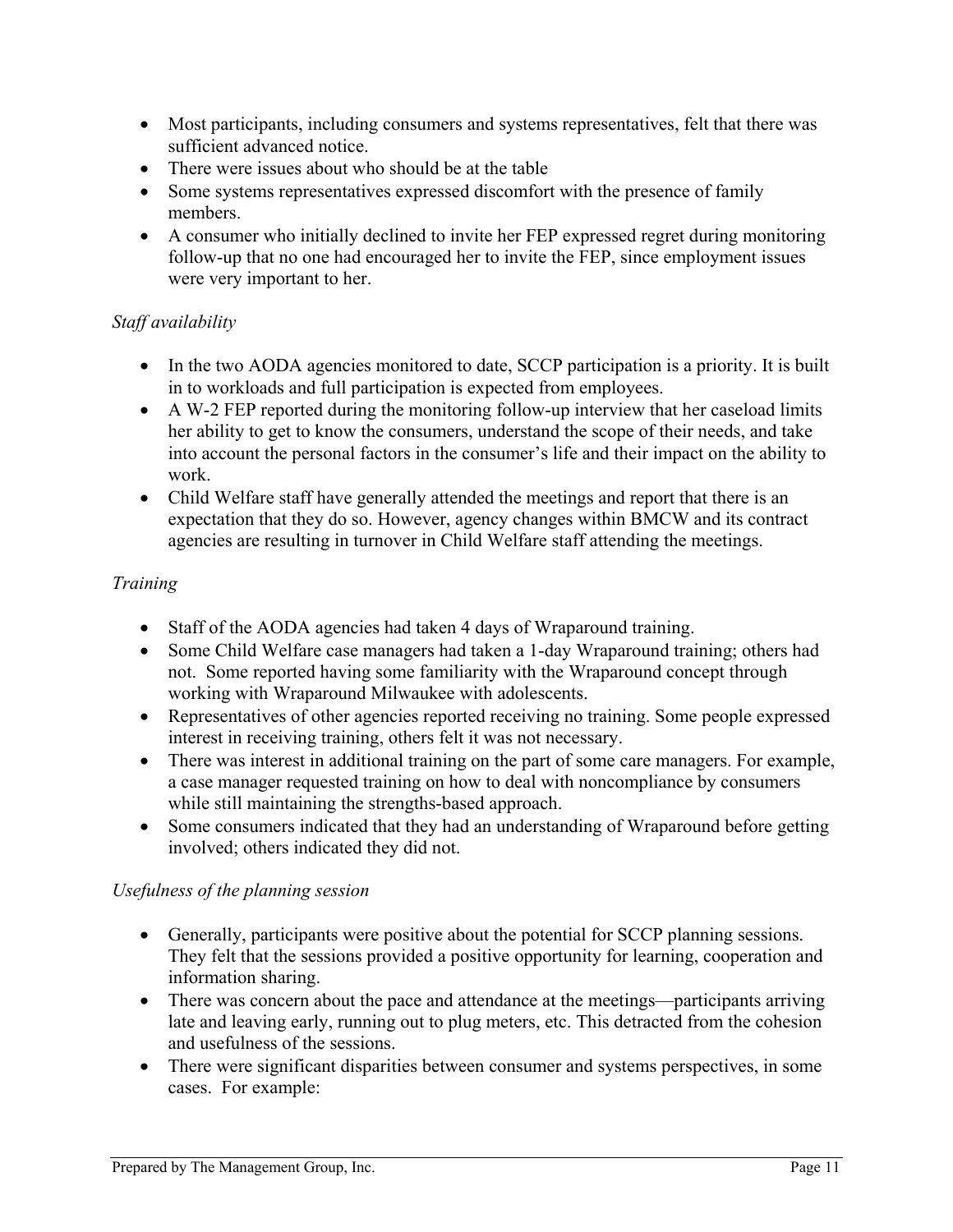- Most participants, including consumers and systems representatives, felt that there was sufficient advanced notice.
- There were issues about who should be at the table
- Some systems representatives expressed discomfort with the presence of family members.
- A consumer who initially declined to invite her FEP expressed regret during monitoring follow-up that no one had encouraged her to invite the FEP, since employment issues were very important to her.

*Staff availability*

- In the two AODA agencies monitored to date, SCCP participation is a priority. It is built in to workloads and full participation is expected from employees.
- A W-2 FEP reported during the monitoring follow-up interview that her caseload limits her ability to get to know the consumers, understand the scope of their needs, and take into account the personal factors in the consumer's life and their impact on the ability to work.
- Child Welfare staff have generally attended the meetings and report that there is an expectation that they do so. However, agency changes within BMCW and its contract agencies are resulting in turnover in Child Welfare staff attending the meetings.

*Training*

- Staff of the AODA agencies had taken 4 days of Wraparound training.
- Some Child Welfare case managers had taken a 1-day Wraparound training; others had not. Some reported having some familiarity with the Wraparound concept through working with Wraparound Milwaukee with adolescents.
- Representatives of other agencies reported receiving no training. Some people expressed interest in receiving training, others felt it was not necessary.
- There was interest in additional training on the part of some care managers. For example, a case manager requested training on how to deal with noncompliance by consumers while still maintaining the strengths-based approach.
- Some consumers indicated that they had an understanding of Wraparound before getting involved; others indicated they did not.

*Usefulness of the planning session*

- Generally, participants were positive about the potential for SCCP planning sessions. They felt that the sessions provided a positive opportunity for learning, cooperation and information sharing.
- There was concern about the pace and attendance at the meetings—participants arriving late and leaving early, running out to plug meters, etc. This detracted from the cohesion and usefulness of the sessions.
- There were significant disparities between consumer and systems perspectives, in some cases. For example: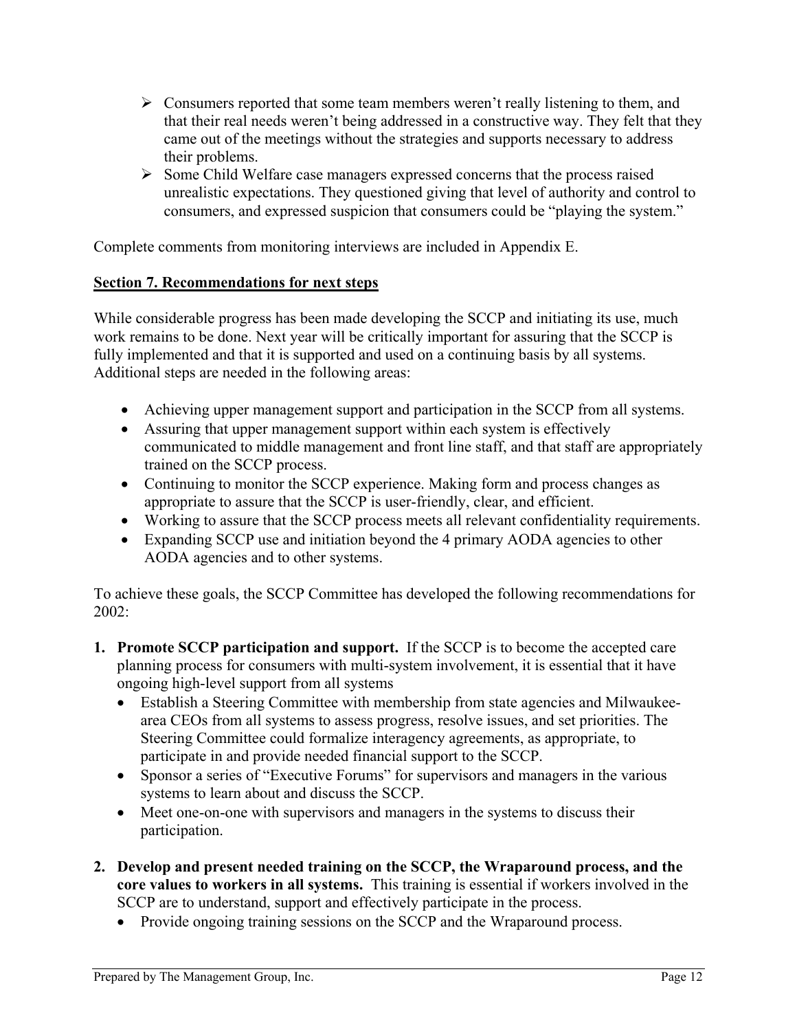- Consumers reported that some team members weren't really listening to them, and that their real needs weren't being addressed in a constructive way. They felt that they came out of the meetings without the strategies and supports necessary to address their problems.
- Some Child Welfare case managers expressed concerns that the process raised unrealistic expectations. They questioned giving that level of authority and control to consumers, and expressed suspicion that consumers could be "playing the system."

Complete comments from monitoring interviews are included in Appendix E.

## Section 7. Recommendations for next steps

While considerable progress has been made developing the SCCP and initiating its use, much work remains to be done. Next year will be critically important for assuring that the SCCP is fully implemented and that it is supported and used on a continuing basis by all systems. Additional steps are needed in the following areas:

- Achieving upper management support and participation in the SCCP from all systems.
- Assuring that upper management support within each system is effectively communicated to middle management and front line staff, and that staff are appropriately trained on the SCCP process.
- Continuing to monitor the SCCP experience. Making form and process changes as appropriate to assure that the SCCP is user-friendly, clear, and efficient.
- Working to assure that the SCCP process meets all relevant confidentiality requirements.
- Expanding SCCP use and initiation beyond the 4 primary AODA agencies to other AODA agencies and to other systems.

To achieve these goals, the SCCP Committee has developed the following recommendations for 2002:

1. **Promote SCCP participation and support.** If the SCCP is to become the accepted care planning process for consumers with multi-system involvement, it is essential that it have ongoing high-level support from all systems
   - Establish a Steering Committee with membership from state agencies and Milwaukee-area CEOs from all systems to assess progress, resolve issues, and set priorities. The Steering Committee could formalize interagency agreements, as appropriate, to participate in and provide needed financial support to the SCCP.
   - Sponsor a series of "Executive Forums" for supervisors and managers in the various systems to learn about and discuss the SCCP.
   - Meet one-on-one with supervisors and managers in the systems to discuss their participation.

2. **Develop and present needed training on the SCCP, the Wraparound process, and the core values to workers in all systems.** This training is essential if workers involved in the SCCP are to understand, support and effectively participate in the process.
   - Provide ongoing training sessions on the SCCP and the Wraparound process.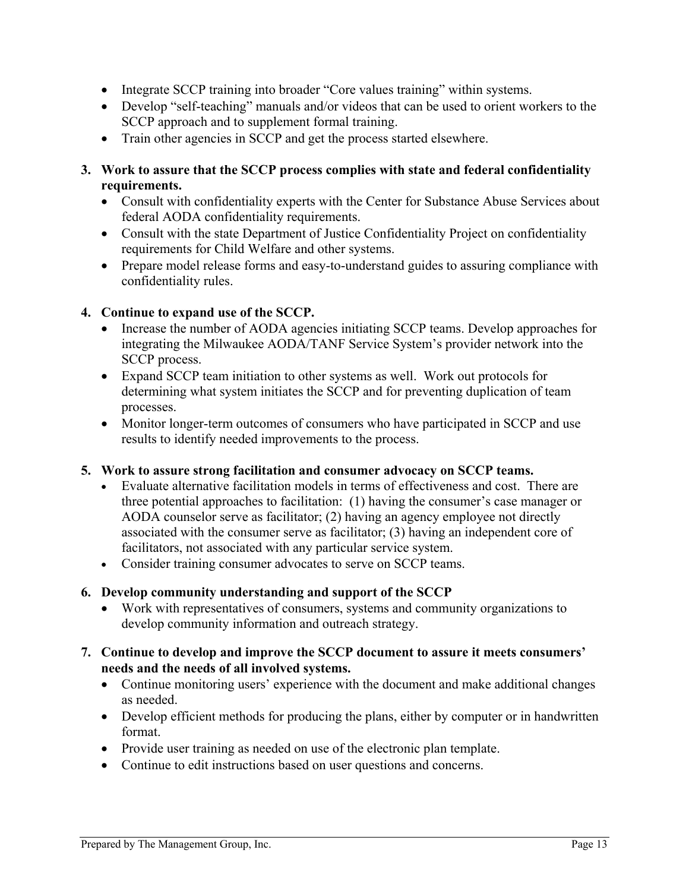- Integrate SCCP training into broader “Core values training” within systems.
- Develop “self-teaching” manuals and/or videos that can be used to orient workers to the SCCP approach and to supplement formal training.
- Train other agencies in SCCP and get the process started elsewhere.

3. **Work to assure that the SCCP process complies with state and federal confidentiality requirements.**
   - Consult with confidentiality experts with the Center for Substance Abuse Services about federal AODA confidentiality requirements.
   - Consult with the state Department of Justice Confidentiality Project on confidentiality requirements for Child Welfare and other systems.
   - Prepare model release forms and easy-to-understand guides to assuring compliance with confidentiality rules.

4. **Continue to expand use of the SCCP.**
   - Increase the number of AODA agencies initiating SCCP teams. Develop approaches for integrating the Milwaukee AODA/TANF Service System’s provider network into the SCCP process.
   - Expand SCCP team initiation to other systems as well. Work out protocols for determining what system initiates the SCCP and for preventing duplication of team processes.
   - Monitor longer-term outcomes of consumers who have participated in SCCP and use results to identify needed improvements to the process.

5. **Work to assure strong facilitation and consumer advocacy on SCCP teams.**
   - Evaluate alternative facilitation models in terms of effectiveness and cost. There are three potential approaches to facilitation: (1) having the consumer’s case manager or AODA counselor serve as facilitator; (2) having an agency employee not directly associated with the consumer serve as facilitator; (3) having an independent core of facilitators, not associated with any particular service system.
   - Consider training consumer advocates to serve on SCCP teams.

6. **Develop community understanding and support of the SCCP**
   - Work with representatives of consumers, systems and community organizations to develop community information and outreach strategy.

7. **Continue to develop and improve the SCCP document to assure it meets consumers’ needs and the needs of all involved systems.**
   - Continue monitoring users’ experience with the document and make additional changes as needed.
   - Develop efficient methods for producing the plans, either by computer or in handwritten format.
   - Provide user training as needed on use of the electronic plan template.
   - Continue to edit instructions based on user questions and concerns.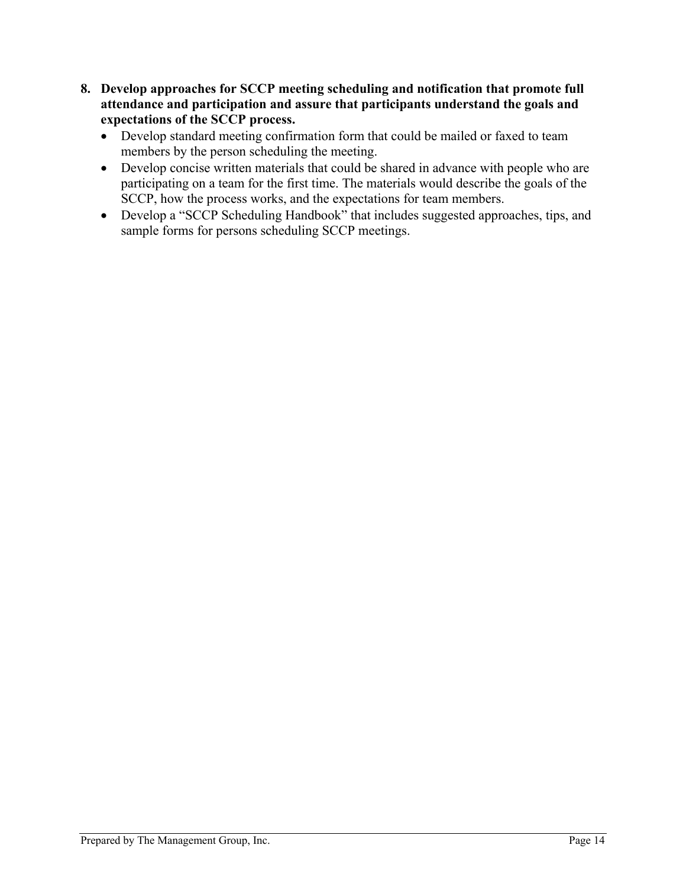8. **Develop approaches for SCCP meeting scheduling and notification that promote full attendance and participation and assure that participants understand the goals and expectations of the SCCP process.**
   - Develop standard meeting confirmation form that could be mailed or faxed to team members by the person scheduling the meeting.
   - Develop concise written materials that could be shared in advance with people who are participating on a team for the first time. The materials would describe the goals of the SCCP, how the process works, and the expectations for team members.
   - Develop a "SCCP Scheduling Handbook" that includes suggested approaches, tips, and sample forms for persons scheduling SCCP meetings.